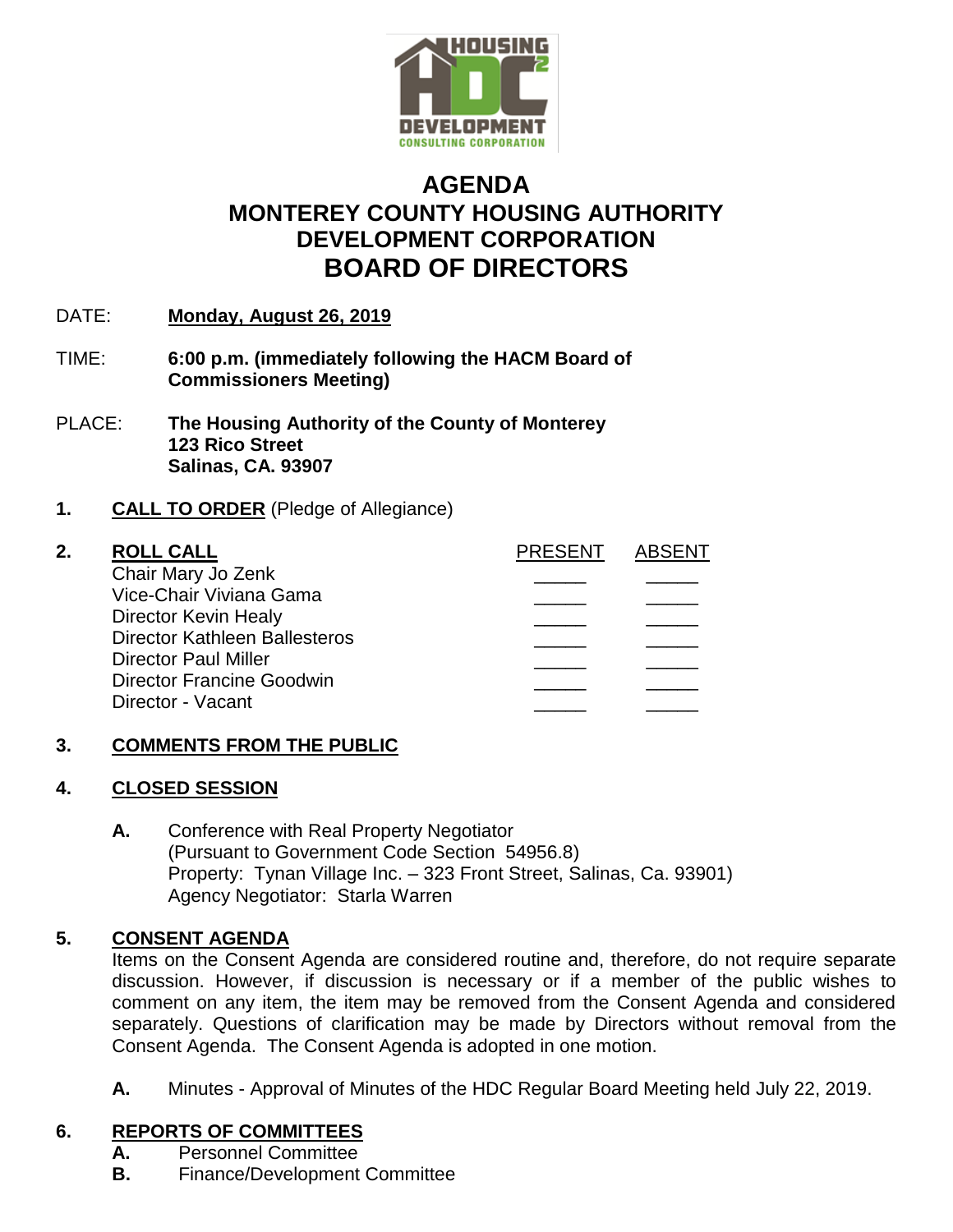# AGENDA
# MONTEREY COUNTY HOUSING AUTHORITY DEVELOPMENT CORPORATION
# BOARD OF DIRECTORS

DATE: **Monday, August 26, 2019**

TIME: **6:00 p.m. (immediately following the HACM Board of Commissioners Meeting)**

PLACE: **The Housing Authority of the County of Monterey**
**123 Rico Street**
**Salinas, CA. 93907**

**1. CALL TO ORDER** (Pledge of Allegiance)

**2. ROLL CALL**

| | PRESENT | ABSENT |
|---|---|---|
| Chair Mary Jo Zenk | _____ | _____ |
| Vice-Chair Viviana Gama | _____ | _____ |
| Director Kevin Healy | _____ | _____ |
| Director Kathleen Ballesteros | _____ | _____ |
| Director Paul Miller | _____ | _____ |
| Director Francine Goodwin | _____ | _____ |
| Director - Vacant | _____ | _____ |

**3. COMMENTS FROM THE PUBLIC**

**4. CLOSED SESSION**

**A.** Conference with Real Property Negotiator
(Pursuant to Government Code Section 54956.8)
Property: Tynan Village Inc. – 323 Front Street, Salinas, Ca. 93901)
Agency Negotiator: Starla Warren

**5. CONSENT AGENDA**

Items on the Consent Agenda are considered routine and, therefore, do not require separate discussion. However, if discussion is necessary or if a member of the public wishes to comment on any item, the item may be removed from the Consent Agenda and considered separately. Questions of clarification may be made by Directors without removal from the Consent Agenda. The Consent Agenda is adopted in one motion.

**A.** Minutes - Approval of Minutes of the HDC Regular Board Meeting held July 22, 2019.

**6. REPORTS OF COMMITTEES**

**A.** Personnel Committee
**B.** Finance/Development Committee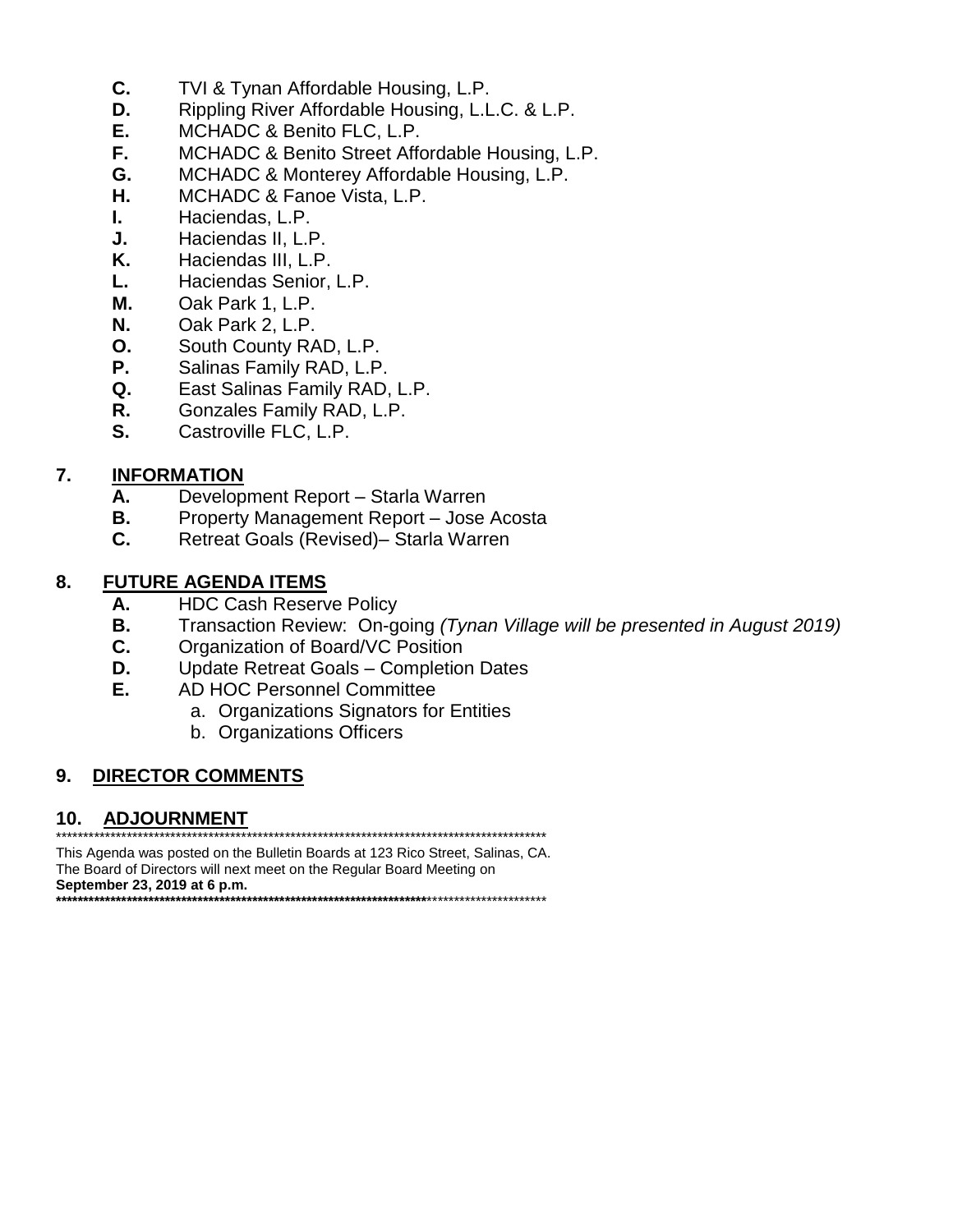- **C.** TVI & Tynan Affordable Housing, L.P.
- **D.** Rippling River Affordable Housing, L.L.C. & L.P.
- **E.** MCHADC & Benito FLC, L.P.
- **F.** MCHADC & Benito Street Affordable Housing, L.P.
- **G.** MCHADC & Monterey Affordable Housing, L.P.
- **H.** MCHADC & Fanoe Vista, L.P.
- **I.** Haciendas, L.P.
- **J.** Haciendas II, L.P.
- **K.** Haciendas III, L.P.
- **L.** Haciendas Senior, L.P.
- **M.** Oak Park 1, L.P.
- **N.** Oak Park 2, L.P.
- **O.** South County RAD, L.P.
- **P.** Salinas Family RAD, L.P.
- **Q.** East Salinas Family RAD, L.P.
- **R.** Gonzales Family RAD, L.P.
- **S.** Castroville FLC, L.P.

## 7. INFORMATION

- **A.** Development Report – Starla Warren
- **B.** Property Management Report – Jose Acosta
- **C.** Retreat Goals (Revised)– Starla Warren

## 8. FUTURE AGENDA ITEMS

- **A.** HDC Cash Reserve Policy
- **B.** Transaction Review: On-going *(Tynan Village will be presented in August 2019)*
- **C.** Organization of Board/VC Position
- **D.** Update Retreat Goals – Completion Dates
- **E.** AD HOC Personnel Committee
  - a. Organizations Signators for Entities
  - b. Organizations Officers

## 9. DIRECTOR COMMENTS

## 10. ADJOURNMENT

*************************************************************************************

This Agenda was posted on the Bulletin Boards at 123 Rico Street, Salinas, CA.
The Board of Directors will next meet on the Regular Board Meeting on
**September 23, 2019 at 6 p.m.**

*************************************************************************************